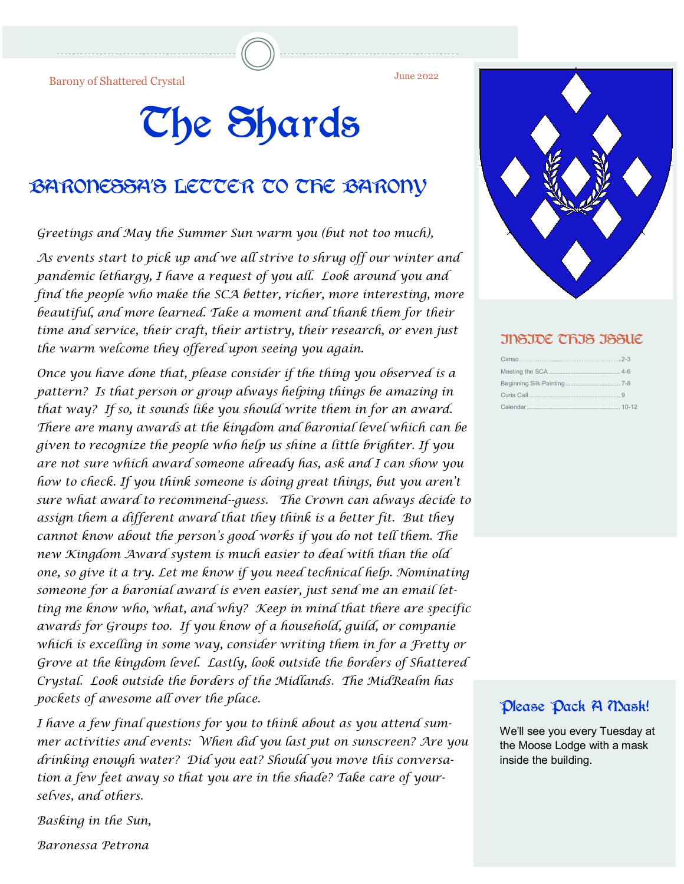Barony of Shattered Crystal

June 2022

# The Shards

## Baronessa's Letter to the Barony

*Greetings and May the Summer Sun warm you (but not too much),*

*As events start to pick up and we all strive to shrug off our winter and pandemic lethargy, I have a request of you all. Look around you and find the people who make the SCA better, richer, more interesting, more beautiful, and more learned. Take a moment and thank them for their time and service, their craft, their artistry, their research, or even just the warm welcome they offered upon seeing you again.*

*Once you have done that, please consider if the thing you observed is a pattern? Is that person or group always helping things be amazing in that way? If so, it sounds like you should write them in for an award. There are many awards at the kingdom and baronial level which can be given to recognize the people who help us shine a little brighter. If you are not sure which award someone already has, ask and I can show you how to check. If you think someone is doing great things, but you aren't sure what award to recommend--guess. The Crown can always decide to assign them a different award that they think is a better fit. But they cannot know about the person's good works if you do not tell them. The new Kingdom Award system is much easier to deal with than the old one, so give it a try. Let me know if you need technical help. Nominating someone for a baronial award is even easier, just send me an email letting me know who, what, and why? Keep in mind that there are specific awards for Groups too. If you know of a household, guild, or companie which is excelling in some way, consider writing them in for a Fretty or Grove at the kingdom level. Lastly, look outside the borders of Shattered Crystal. Look outside the borders of the Midlands. The MidRealm has pockets of awesome all over the place.*

*I have a few final questions for you to think about as you attend summer activities and events: When did you last put on sunscreen? Are you drinking enough water? Did you eat? Should you move this conversation a few feet away so that you are in the shade? Take care of yourselves, and others.*

*Basking in the Sun,*

*Baronessa Petrona*

### Inside This Issue

| | |
|---|---|
| Canso | 2-3 |
| Meeting the SCA | 4-6 |
| Beginning Silk Painting | 7-8 |
| Curia Call | 9 |
| Calendar | 10-12 |

### Please Pack A Mask!

We'll see you every Tuesday at the Moose Lodge with a mask inside the building.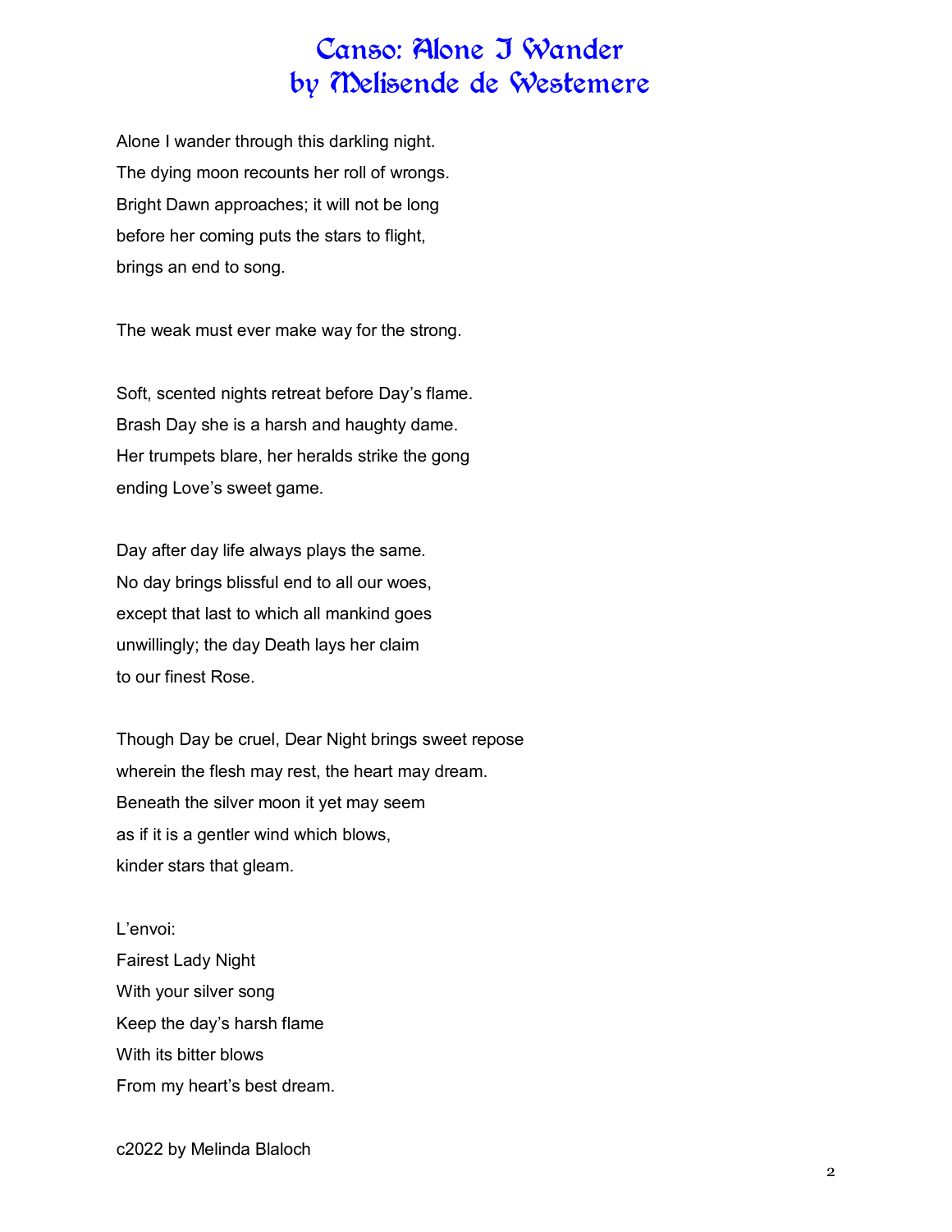# Canso: Alone I Wander
# by Melisende de Westemere

Alone I wander through this darkling night.
The dying moon recounts her roll of wrongs.
Bright Dawn approaches; it will not be long
before her coming puts the stars to flight,
brings an end to song.

The weak must ever make way for the strong.

Soft, scented nights retreat before Day's flame.
Brash Day she is a harsh and haughty dame.
Her trumpets blare, her heralds strike the gong
ending Love's sweet game.

Day after day life always plays the same.
No day brings blissful end to all our woes,
except that last to which all mankind goes
unwillingly; the day Death lays her claim
to our finest Rose.

Though Day be cruel, Dear Night brings sweet repose
wherein the flesh may rest, the heart may dream.
Beneath the silver moon it yet may seem
as if it is a gentler wind which blows,
kinder stars that gleam.

L'envoi:
Fairest Lady Night
With your silver song
Keep the day's harsh flame
With its bitter blows
From my heart's best dream.

c2022 by Melinda Blaloch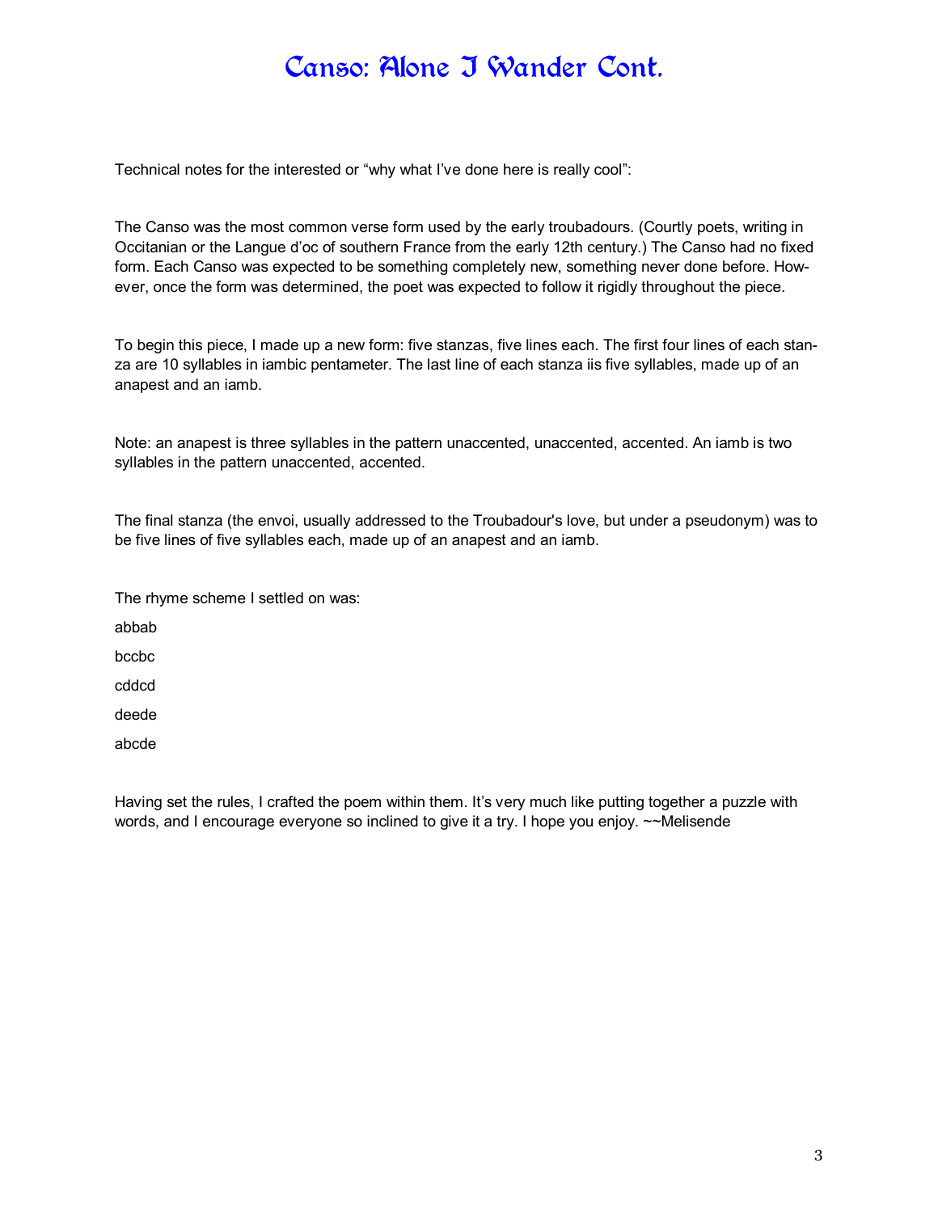# Canso: Alone I Wander Cont.

Technical notes for the interested or “why what I’ve done here is really cool”:

The Canso was the most common verse form used by the early troubadours. (Courtly poets, writing in Occitanian or the Langue d’oc of southern France from the early 12th century.) The Canso had no fixed form. Each Canso was expected to be something completely new, something never done before. However, once the form was determined, the poet was expected to follow it rigidly throughout the piece.

To begin this piece, I made up a new form: five stanzas, five lines each. The first four lines of each stanza are 10 syllables in iambic pentameter. The last line of each stanza iis five syllables, made up of an anapest and an iamb.

Note: an anapest is three syllables in the pattern unaccented, unaccented, accented. An iamb is two syllables in the pattern unaccented, accented.

The final stanza (the envoi, usually addressed to the Troubadour's love, but under a pseudonym) was to be five lines of five syllables each, made up of an anapest and an iamb.

The rhyme scheme I settled on was:

abbab

bccbc

cddcd

deede

abcde

Having set the rules, I crafted the poem within them. It’s very much like putting together a puzzle with words, and I encourage everyone so inclined to give it a try. I hope you enjoy. ~~Melisende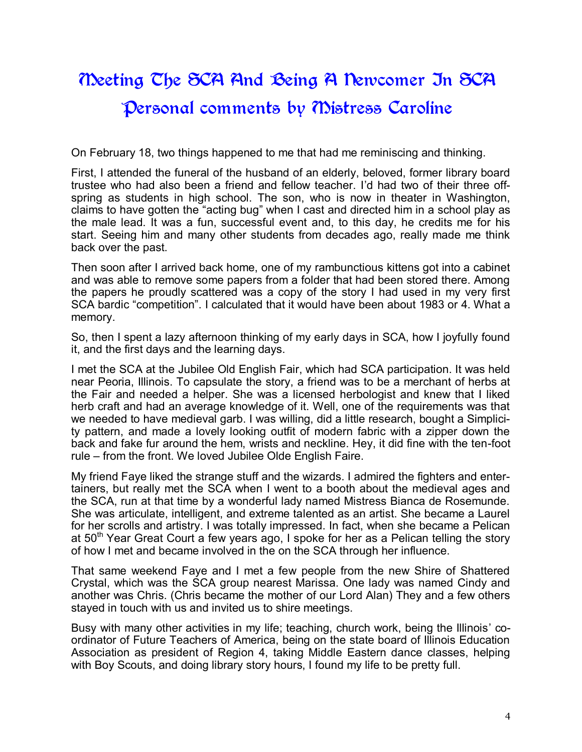# Meeting The SCA And Being A Newcomer In SCA

## Personal comments by Mistress Caroline

On February 18, two things happened to me that had me reminiscing and thinking.

First, I attended the funeral of the husband of an elderly, beloved, former library board trustee who had also been a friend and fellow teacher. I'd had two of their three off-spring as students in high school. The son, who is now in theater in Washington, claims to have gotten the "acting bug" when I cast and directed him in a school play as the male lead. It was a fun, successful event and, to this day, he credits me for his start. Seeing him and many other students from decades ago, really made me think back over the past.

Then soon after I arrived back home, one of my rambunctious kittens got into a cabinet and was able to remove some papers from a folder that had been stored there. Among the papers he proudly scattered was a copy of the story I had used in my very first SCA bardic "competition". I calculated that it would have been about 1983 or 4. What a memory.

So, then I spent a lazy afternoon thinking of my early days in SCA, how I joyfully found it, and the first days and the learning days.

I met the SCA at the Jubilee Old English Fair, which had SCA participation. It was held near Peoria, Illinois. To capsulate the story, a friend was to be a merchant of herbs at the Fair and needed a helper. She was a licensed herbologist and knew that I liked herb craft and had an average knowledge of it. Well, one of the requirements was that we needed to have medieval garb. I was willing, did a little research, bought a Simplicity pattern, and made a lovely looking outfit of modern fabric with a zipper down the back and fake fur around the hem, wrists and neckline. Hey, it did fine with the ten-foot rule – from the front. We loved Jubilee Olde English Faire.

My friend Faye liked the strange stuff and the wizards. I admired the fighters and entertainers, but really met the SCA when I went to a booth about the medieval ages and the SCA, run at that time by a wonderful lady named Mistress Bianca de Rosemunde. She was articulate, intelligent, and extreme talented as an artist. She became a Laurel for her scrolls and artistry. I was totally impressed. In fact, when she became a Pelican at 50th Year Great Court a few years ago, I spoke for her as a Pelican telling the story of how I met and became involved in the on the SCA through her influence.

That same weekend Faye and I met a few people from the new Shire of Shattered Crystal, which was the SCA group nearest Marissa. One lady was named Cindy and another was Chris. (Chris became the mother of our Lord Alan) They and a few others stayed in touch with us and invited us to shire meetings.

Busy with many other activities in my life; teaching, church work, being the Illinois' co-ordinator of Future Teachers of America, being on the state board of Illinois Education Association as president of Region 4, taking Middle Eastern dance classes, helping with Boy Scouts, and doing library story hours, I found my life to be pretty full.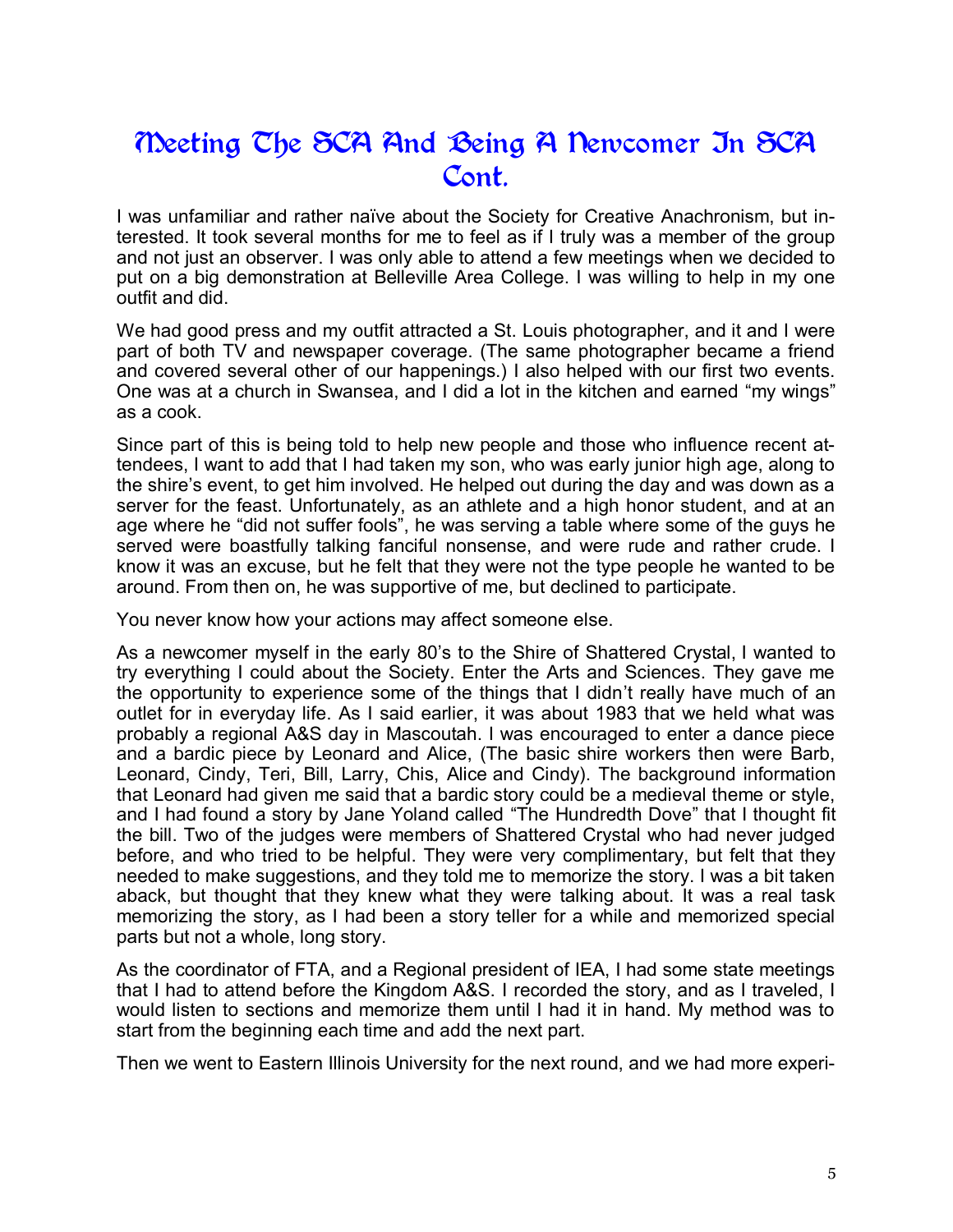# Meeting The SCA And Being A Newcomer In SCA Cont.

I was unfamiliar and rather naïve about the Society for Creative Anachronism, but interested. It took several months for me to feel as if I truly was a member of the group and not just an observer. I was only able to attend a few meetings when we decided to put on a big demonstration at Belleville Area College. I was willing to help in my one outfit and did.

We had good press and my outfit attracted a St. Louis photographer, and it and I were part of both TV and newspaper coverage. (The same photographer became a friend and covered several other of our happenings.) I also helped with our first two events. One was at a church in Swansea, and I did a lot in the kitchen and earned "my wings" as a cook.

Since part of this is being told to help new people and those who influence recent attendees, I want to add that I had taken my son, who was early junior high age, along to the shire's event, to get him involved. He helped out during the day and was down as a server for the feast. Unfortunately, as an athlete and a high honor student, and at an age where he "did not suffer fools", he was serving a table where some of the guys he served were boastfully talking fanciful nonsense, and were rude and rather crude. I know it was an excuse, but he felt that they were not the type people he wanted to be around. From then on, he was supportive of me, but declined to participate.

You never know how your actions may affect someone else.

As a newcomer myself in the early 80's to the Shire of Shattered Crystal, I wanted to try everything I could about the Society. Enter the Arts and Sciences. They gave me the opportunity to experience some of the things that I didn't really have much of an outlet for in everyday life. As I said earlier, it was about 1983 that we held what was probably a regional A&S day in Mascoutah. I was encouraged to enter a dance piece and a bardic piece by Leonard and Alice, (The basic shire workers then were Barb, Leonard, Cindy, Teri, Bill, Larry, Chis, Alice and Cindy). The background information that Leonard had given me said that a bardic story could be a medieval theme or style, and I had found a story by Jane Yoland called "The Hundredth Dove" that I thought fit the bill. Two of the judges were members of Shattered Crystal who had never judged before, and who tried to be helpful. They were very complimentary, but felt that they needed to make suggestions, and they told me to memorize the story. I was a bit taken aback, but thought that they knew what they were talking about. It was a real task memorizing the story, as I had been a story teller for a while and memorized special parts but not a whole, long story.

As the coordinator of FTA, and a Regional president of IEA, I had some state meetings that I had to attend before the Kingdom A&S. I recorded the story, and as I traveled, I would listen to sections and memorize them until I had it in hand. My method was to start from the beginning each time and add the next part.

Then we went to Eastern Illinois University for the next round, and we had more experi-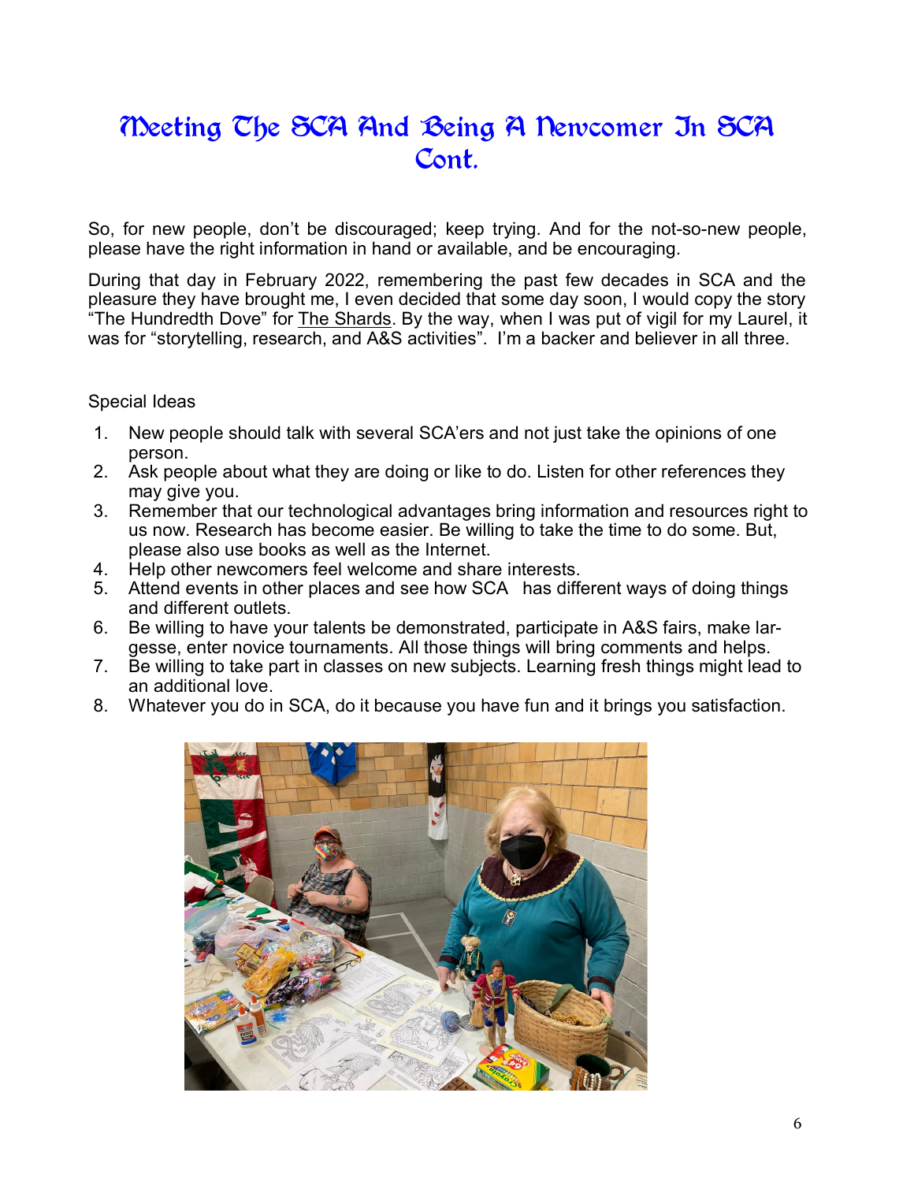# Meeting The SCA And Being A Newcomer In SCA Cont.

So, for new people, don't be discouraged; keep trying. And for the not-so-new people, please have the right information in hand or available, and be encouraging.

During that day in February 2022, remembering the past few decades in SCA and the pleasure they have brought me, I even decided that some day soon, I would copy the story "The Hundredth Dove" for The Shards. By the way, when I was put of vigil for my Laurel, it was for "storytelling, research, and A&S activities". I'm a backer and believer in all three.

Special Ideas

1. New people should talk with several SCA'ers and not just take the opinions of one person.
2. Ask people about what they are doing or like to do. Listen for other references they may give you.
3. Remember that our technological advantages bring information and resources right to us now. Research has become easier. Be willing to take the time to do some. But, please also use books as well as the Internet.
4. Help other newcomers feel welcome and share interests.
5. Attend events in other places and see how SCA has different ways of doing things and different outlets.
6. Be willing to have your talents be demonstrated, participate in A&S fairs, make largesse, enter novice tournaments. All those things will bring comments and helps.
7. Be willing to take part in classes on new subjects. Learning fresh things might lead to an additional love.
8. Whatever you do in SCA, do it because you have fun and it brings you satisfaction.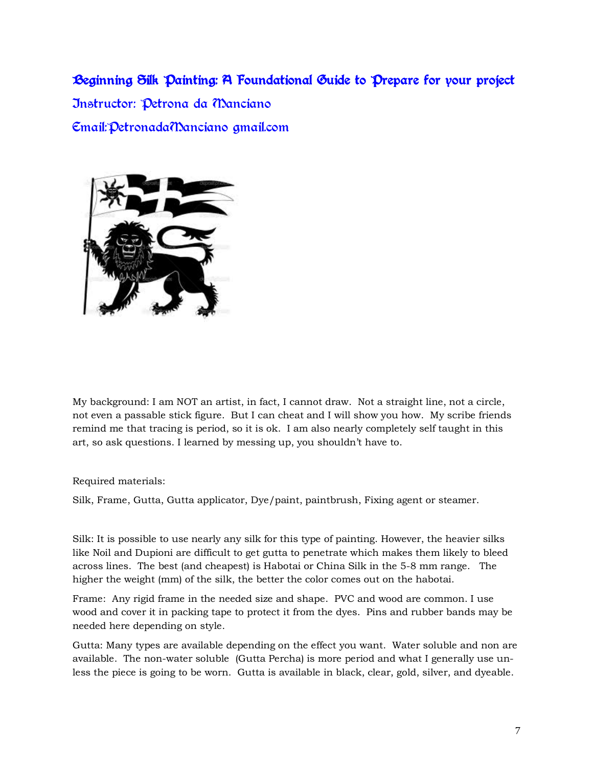# Beginning Silk Painting: A Foundational Guide to Prepare for your project

## Instructor: Petrona da Manciano

## Email:PetronadaManciano gmail.com

My background: I am NOT an artist, in fact, I cannot draw. Not a straight line, not a circle, not even a passable stick figure. But I can cheat and I will show you how. My scribe friends remind me that tracing is period, so it is ok. I am also nearly completely self taught in this art, so ask questions. I learned by messing up, you shouldn't have to.

Required materials:

Silk, Frame, Gutta, Gutta applicator, Dye/paint, paintbrush, Fixing agent or steamer.

Silk: It is possible to use nearly any silk for this type of painting. However, the heavier silks like Noil and Dupioni are difficult to get gutta to penetrate which makes them likely to bleed across lines. The best (and cheapest) is Habotai or China Silk in the 5-8 mm range. The higher the weight (mm) of the silk, the better the color comes out on the habotai.

Frame: Any rigid frame in the needed size and shape. PVC and wood are common. I use wood and cover it in packing tape to protect it from the dyes. Pins and rubber bands may be needed here depending on style.

Gutta: Many types are available depending on the effect you want. Water soluble and non are available. The non-water soluble (Gutta Percha) is more period and what I generally use unless the piece is going to be worn. Gutta is available in black, clear, gold, silver, and dyeable.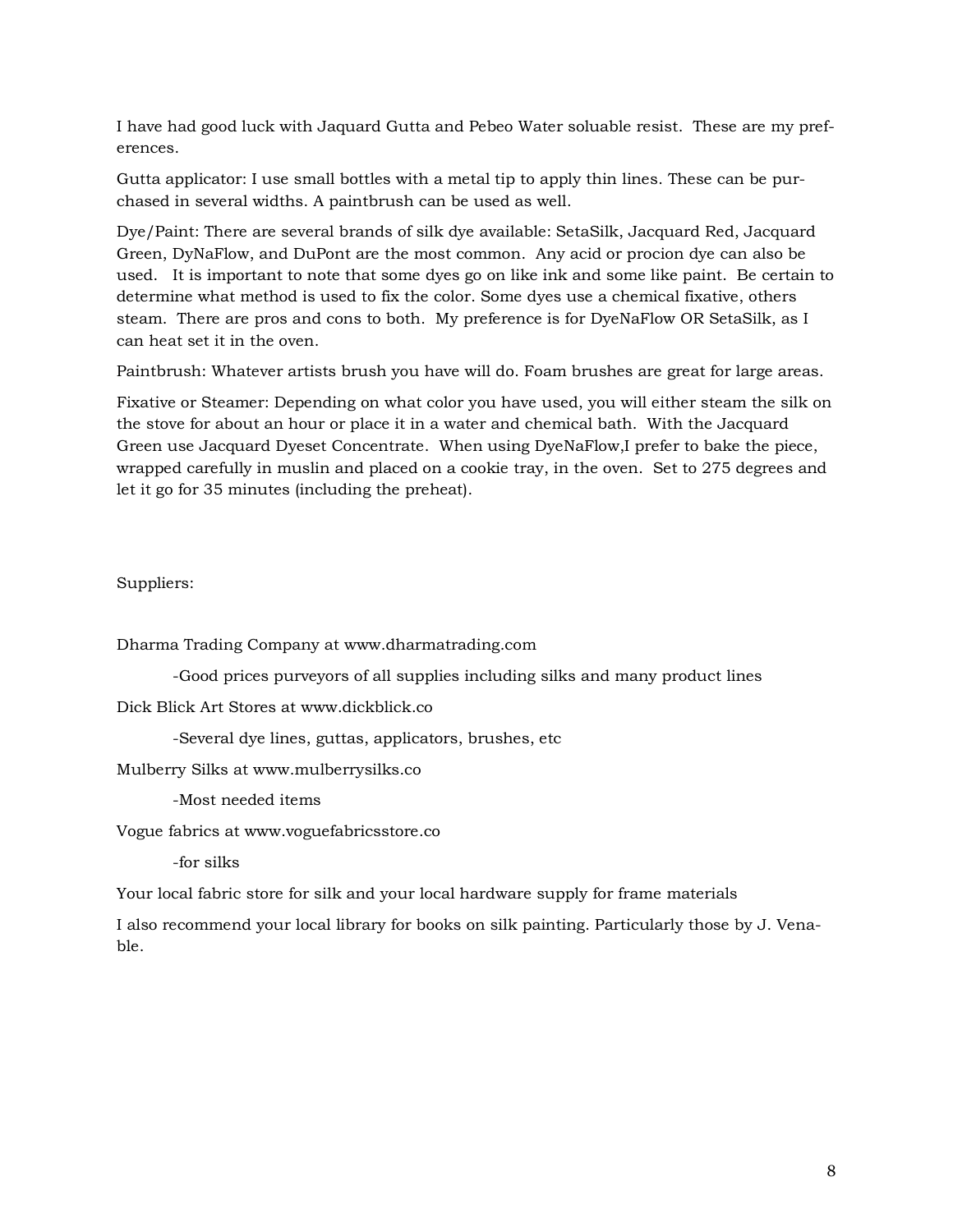I have had good luck with Jaquard Gutta and Pebeo Water soluable resist. These are my preferences.

Gutta applicator: I use small bottles with a metal tip to apply thin lines. These can be purchased in several widths. A paintbrush can be used as well.

Dye/Paint: There are several brands of silk dye available: SetaSilk, Jacquard Red, Jacquard Green, DyNaFlow, and DuPont are the most common. Any acid or procion dye can also be used. It is important to note that some dyes go on like ink and some like paint. Be certain to determine what method is used to fix the color. Some dyes use a chemical fixative, others steam. There are pros and cons to both. My preference is for DyeNaFlow OR SetaSilk, as I can heat set it in the oven.

Paintbrush: Whatever artists brush you have will do. Foam brushes are great for large areas.

Fixative or Steamer: Depending on what color you have used, you will either steam the silk on the stove for about an hour or place it in a water and chemical bath. With the Jacquard Green use Jacquard Dyeset Concentrate. When using DyeNaFlow,I prefer to bake the piece, wrapped carefully in muslin and placed on a cookie tray, in the oven. Set to 275 degrees and let it go for 35 minutes (including the preheat).

Suppliers:

Dharma Trading Company at www.dharmatrading.com

-Good prices purveyors of all supplies including silks and many product lines

Dick Blick Art Stores at www.dickblick.co

-Several dye lines, guttas, applicators, brushes, etc

Mulberry Silks at www.mulberrysilks.co

-Most needed items

Vogue fabrics at www.voguefabricsstore.co

-for silks

Your local fabric store for silk and your local hardware supply for frame materials

I also recommend your local library for books on silk painting. Particularly those by J. Venable.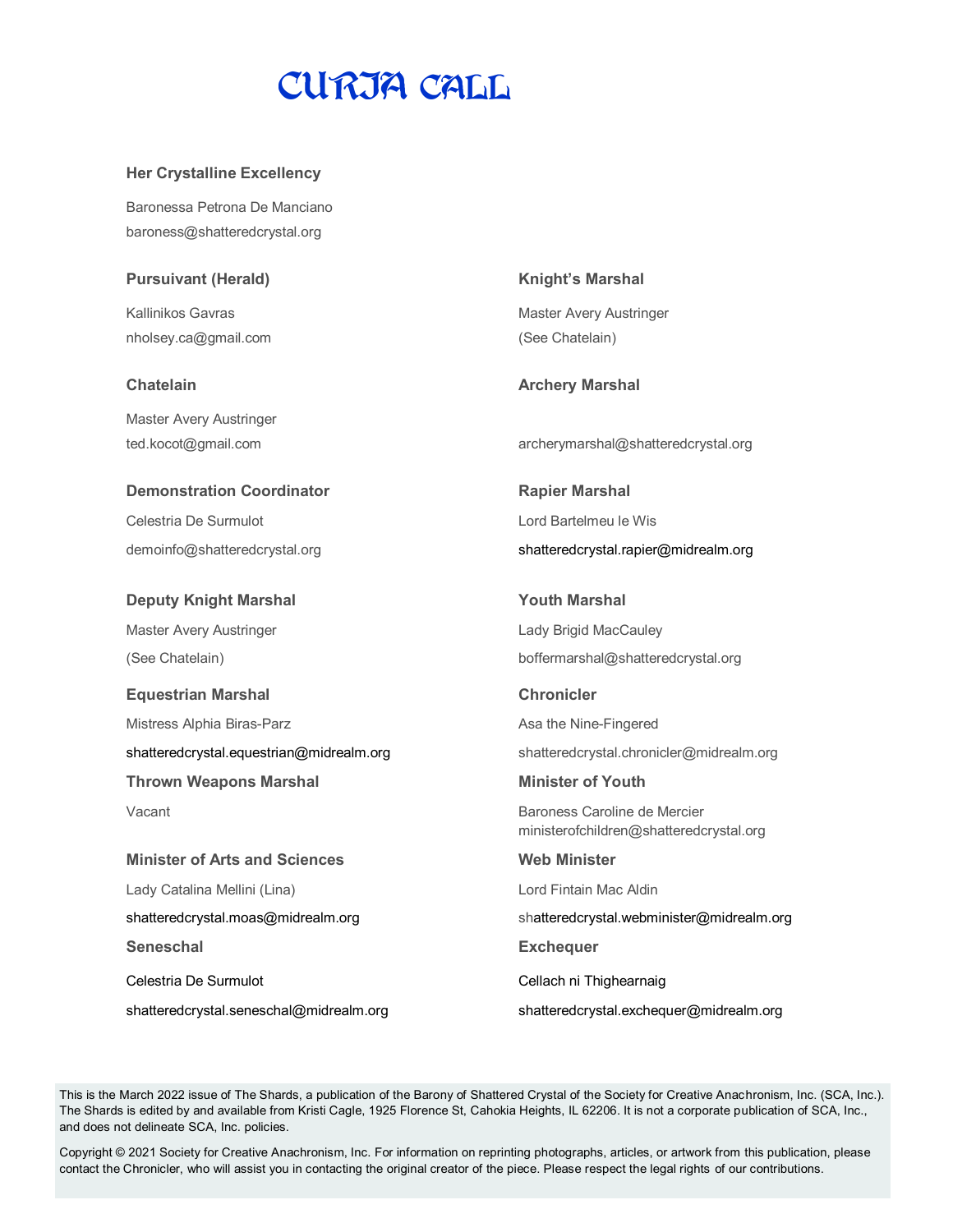# CURIA CALL

**Her Crystalline Excellency**

Baronessa Petrona De Manciano
baroness@shatteredcrystal.org

**Pursuivant (Herald)**

Kallinikos Gavras
nholsey.ca@gmail.com

**Chatelain**

Master Avery Austringer
ted.kocot@gmail.com

**Demonstration Coordinator**

Celestria De Surmulot
demoinfo@shatteredcrystal.org

**Deputy Knight Marshal**

Master Avery Austringer
(See Chatelain)

**Equestrian Marshal**

Mistress Alphia Biras-Parz
shatteredcrystal.equestrian@midrealm.org

**Thrown Weapons Marshal**

Vacant

**Minister of Arts and Sciences**

Lady Catalina Mellini (Lina)
shatteredcrystal.moas@midrealm.org

**Seneschal**

Celestria De Surmulot
shatteredcrystal.seneschal@midrealm.org

**Knight's Marshal**

Master Avery Austringer
(See Chatelain)

**Archery Marshal**

archerymarshal@shatteredcrystal.org

**Rapier Marshal**

Lord Bartelmeu le Wis
shatteredcrystal.rapier@midrealm.org

**Youth Marshal**

Lady Brigid MacCauley
boffermarshal@shatteredcrystal.org

**Chronicler**

Asa the Nine-Fingered
shatteredcrystal.chronicler@midrealm.org

**Minister of Youth**

Baroness Caroline de Mercier
ministerofchildren@shatteredcrystal.org

**Web Minister**

Lord Fintain Mac Aldin
shatteredcrystal.webminister@midrealm.org

**Exchequer**

Cellach ni Thighearnaig
shatteredcrystal.exchequer@midrealm.org

This is the March 2022 issue of The Shards, a publication of the Barony of Shattered Crystal of the Society for Creative Anachronism, Inc. (SCA, Inc.). The Shards is edited by and available from Kristi Cagle, 1925 Florence St, Cahokia Heights, IL 62206. It is not a corporate publication of SCA, Inc., and does not delineate SCA, Inc. policies.

Copyright © 2021 Society for Creative Anachronism, Inc. For information on reprinting photographs, articles, or artwork from this publication, please contact the Chronicler, who will assist you in contacting the original creator of the piece. Please respect the legal rights of our contributions.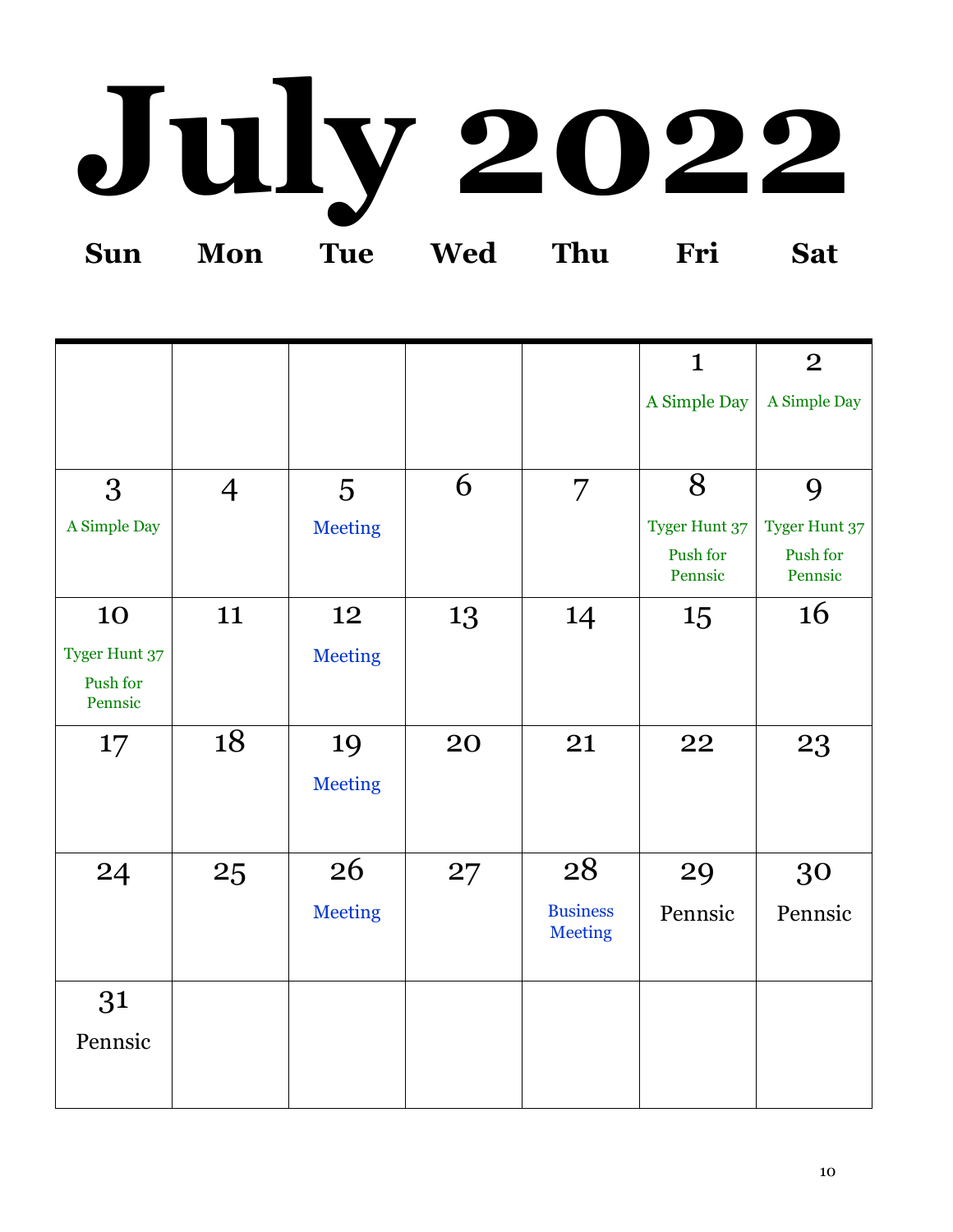# July 2022

| Sun | Mon | Tue | Wed | Thu | Fri | Sat |
|---|---|---|---|---|---|---|
| | | | | | 1 A Simple Day | 2 A Simple Day |
| 3 A Simple Day | 4 | 5 Meeting | 6 | 7 | 8 Tyger Hunt 37 Push for Pennsic | 9 Tyger Hunt 37 Push for Pennsic |
| 10 Tyger Hunt 37 Push for Pennsic | 11 | 12 Meeting | 13 | 14 | 15 | 16 |
| 17 | 18 | 19 Meeting | 20 | 21 | 22 | 23 |
| 24 | 25 | 26 Meeting | 27 | 28 Business Meeting | 29 Pennsic | 30 Pennsic |
| 31 Pennsic | | | | | | |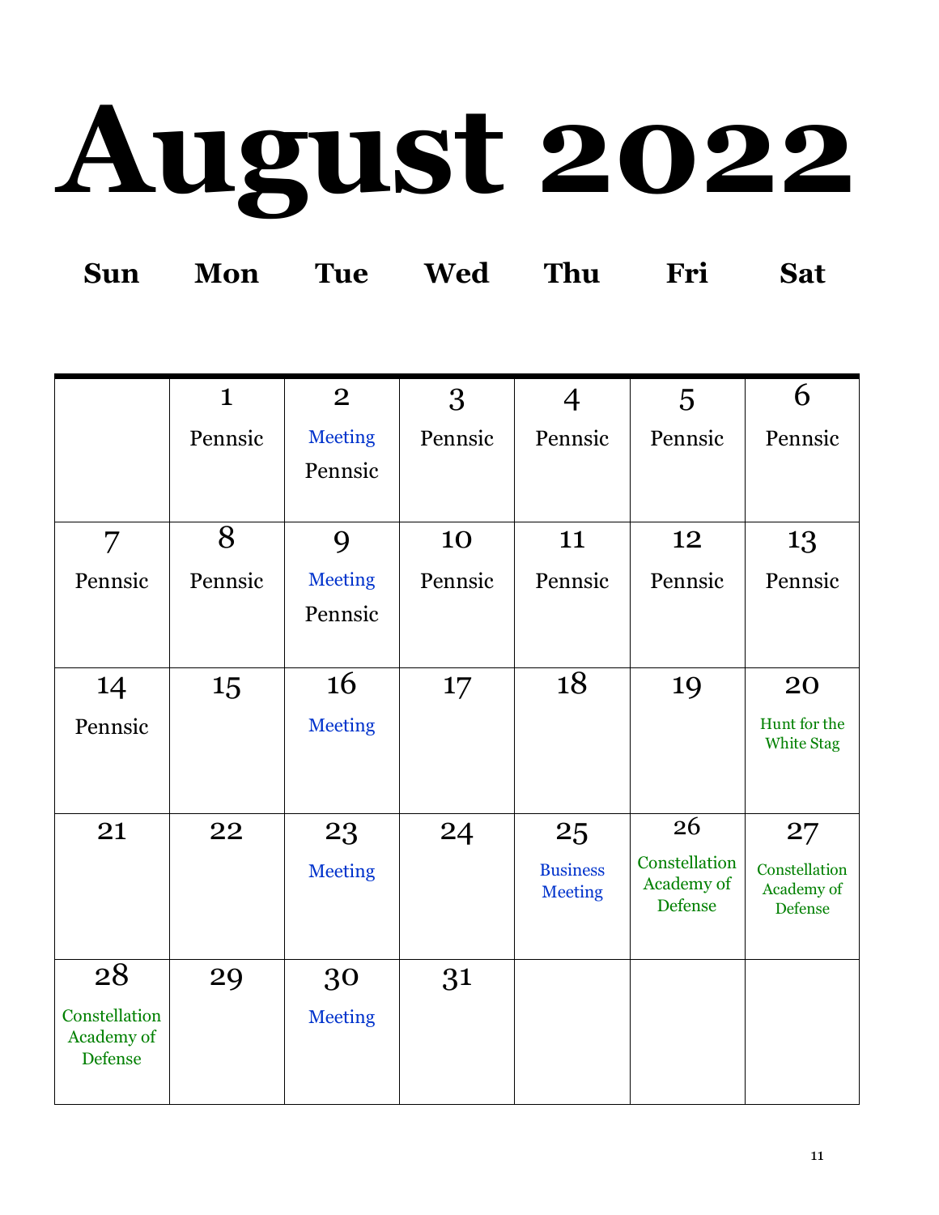# August 2022

| Sun | Mon | Tue | Wed | Thu | Fri | Sat |
|---|---|---|---|---|---|---|
| | 1 Pennsic | 2 Meeting Pennsic | 3 Pennsic | 4 Pennsic | 5 Pennsic | 6 Pennsic |
| 7 Pennsic | 8 Pennsic | 9 Meeting Pennsic | 10 Pennsic | 11 Pennsic | 12 Pennsic | 13 Pennsic |
| 14 Pennsic | 15 | 16 Meeting | 17 | 18 | 19 | 20 Hunt for the White Stag |
| 21 | 22 | 23 Meeting | 24 | 25 Business Meeting | 26 Constellation Academy of Defense | 27 Constellation Academy of Defense |
| 28 Constellation Academy of Defense | 29 | 30 Meeting | 31 | | | |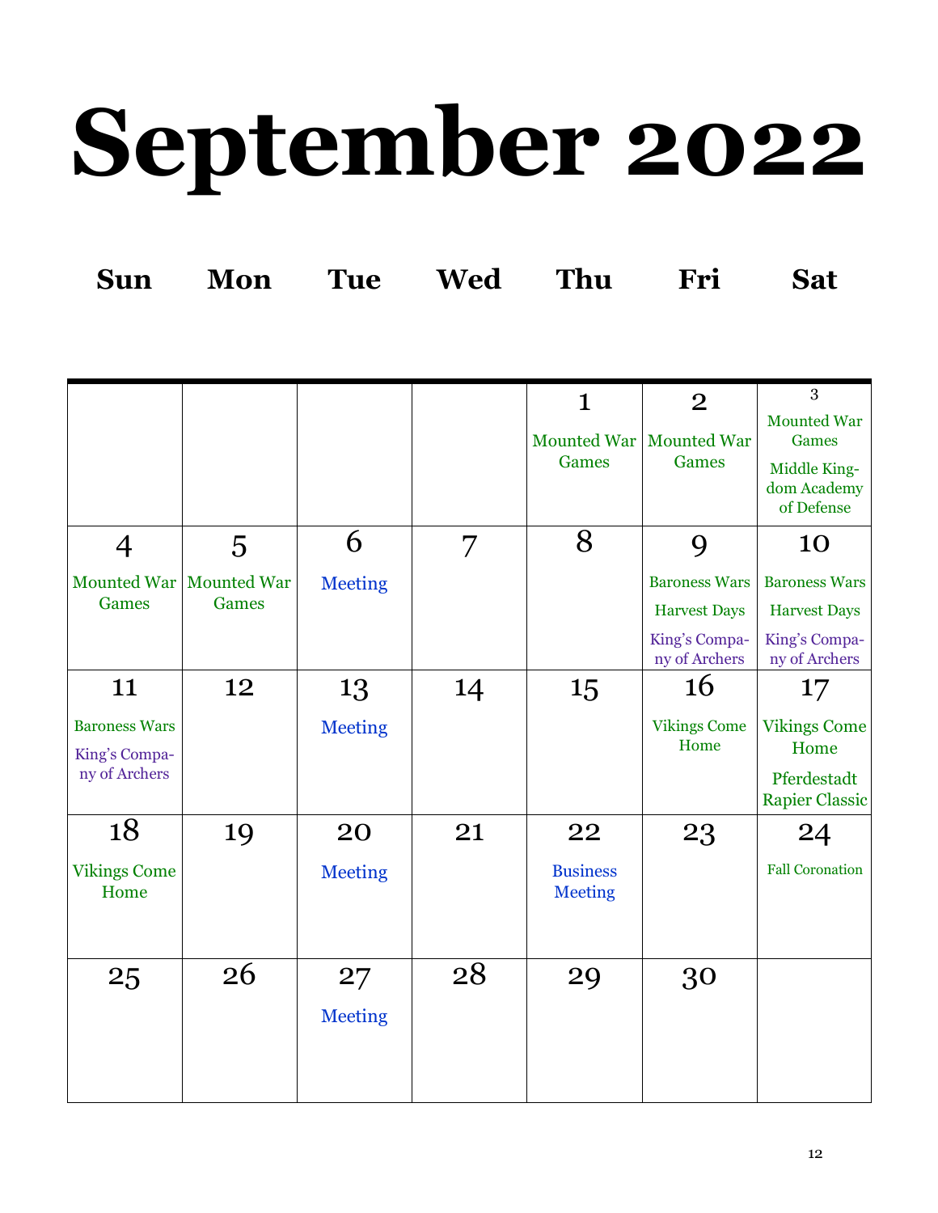# September 2022

| Sun | Mon | Tue | Wed | Thu | Fri | Sat |
|---|---|---|---|---|---|---|
| | | | | 1 Mounted War Games | 2 Mounted War Games | 3 Mounted War Games; Middle Kingdom Academy of Defense |
| 4 Mounted War Games | 5 Mounted War Games | 6 Meeting | 7 | 8 | 9 Baroness Wars; Harvest Days; King's Company of Archers | 10 Baroness Wars; Harvest Days; King's Company of Archers |
| 11 Baroness Wars; King's Company of Archers | 12 | 13 Meeting | 14 | 15 | 16 Vikings Come Home | 17 Vikings Come Home; Pferdestadt Rapier Classic |
| 18 Vikings Come Home | 19 | 20 Meeting | 21 | 22 Business Meeting | 23 | 24 Fall Coronation |
| 25 | 26 | 27 Meeting | 28 | 29 | 30 | |